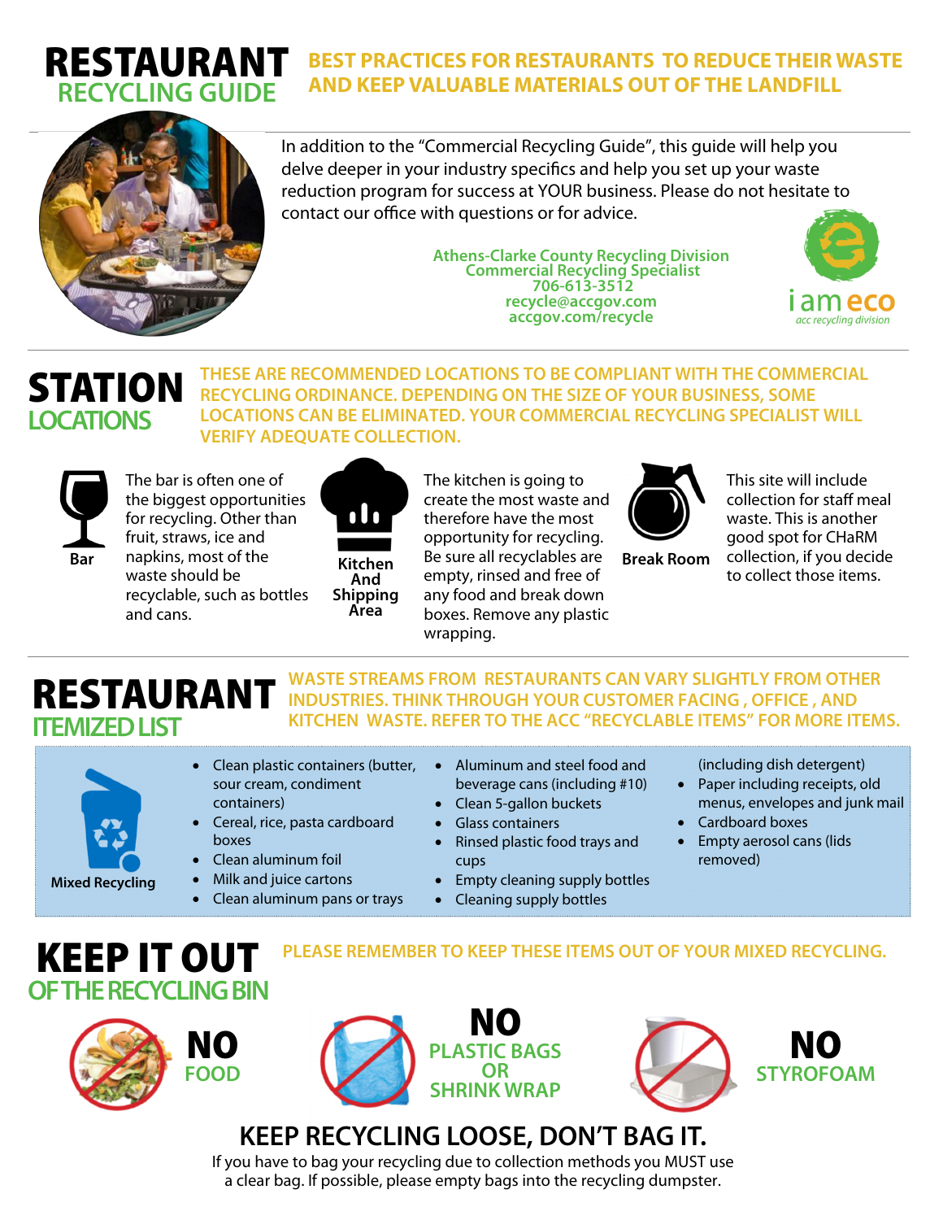# RESTAURANT RECYCLING GUIDE

## BEST PRACTICES FOR RESTAURANTS TO REDUCE THEIR WASTE AND KEEP VALUABLE MATERIALS OUT OF THE LANDFILL

In addition to the "Commercial Recycling Guide", this guide will help you delve deeper in your industry specifics and help you set up your waste reduction program for success at YOUR business. Please do not hesitate to contact our office with questions or for advice.

**Athens-Clarke County Recycling Division**
**Commercial Recycling Specialist**
**706-613-3512**
**recycle@accgov.com**
**accgov.com/recycle**

i am eco
acc recycling division

# STATION LOCATIONS

## THESE ARE RECOMMENDED LOCATIONS TO BE COMPLIANT WITH THE COMMERCIAL RECYCLING ORDINANCE. DEPENDING ON THE SIZE OF YOUR BUSINESS, SOME LOCATIONS CAN BE ELIMINATED. YOUR COMMERCIAL RECYCLING SPECIALIST WILL VERIFY ADEQUATE COLLECTION.

**Bar**

The bar is often one of the biggest opportunities for recycling. Other than fruit, straws, ice and napkins, most of the waste should be recyclable, such as bottles and cans.

**Kitchen And Shipping Area**

The kitchen is going to create the most waste and therefore have the most opportunity for recycling. Be sure all recyclables are empty, rinsed and free of any food and break down boxes. Remove any plastic wrapping.

**Break Room**

This site will include collection for staff meal waste. This is another good spot for CHaRM collection, if you decide to collect those items.

# RESTAURANT ITEMIZED LIST

## WASTE STREAMS FROM RESTAURANTS CAN VARY SLIGHTLY FROM OTHER INDUSTRIES. THINK THROUGH YOUR CUSTOMER FACING, OFFICE, AND KITCHEN WASTE. REFER TO THE ACC "RECYCLABLE ITEMS" FOR MORE ITEMS.

**Mixed Recycling**

- Clean plastic containers (butter, sour cream, condiment containers)
- Cereal, rice, pasta cardboard boxes
- Clean aluminum foil
- Milk and juice cartons
- Clean aluminum pans or trays
- Aluminum and steel food and beverage cans (including #10)
- Clean 5-gallon buckets
- Glass containers
- Rinsed plastic food trays and cups
- Empty cleaning supply bottles
- Cleaning supply bottles (including dish detergent)
- Paper including receipts, old menus, envelopes and junk mail
- Cardboard boxes
- Empty aerosol cans (lids removed)

# KEEP IT OUT OF THE RECYCLING BIN

## PLEASE REMEMBER TO KEEP THESE ITEMS OUT OF YOUR MIXED RECYCLING.

**NO FOOD**

**NO PLASTIC BAGS OR SHRINK WRAP**

**NO STYROFOAM**

## KEEP RECYCLING LOOSE, DON'T BAG IT.

If you have to bag your recycling due to collection methods you MUST use a clear bag. If possible, please empty bags into the recycling dumpster.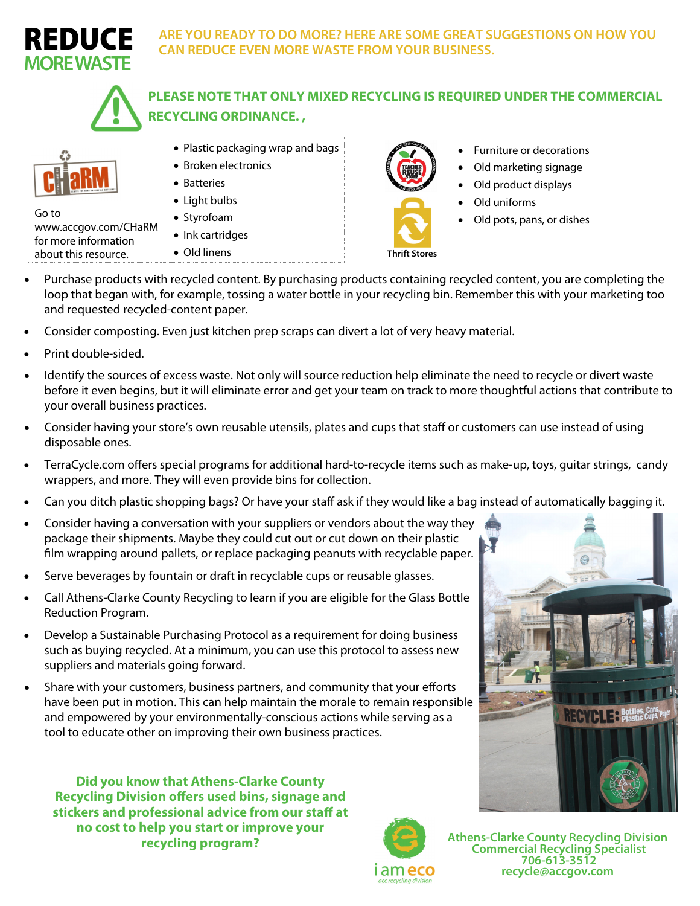# REDUCE
## MORE WASTE

**ARE YOU READY TO DO MORE? HERE ARE SOME GREAT SUGGESTIONS ON HOW YOU CAN REDUCE EVEN MORE WASTE FROM YOUR BUSINESS.**

**PLEASE NOTE THAT ONLY MIXED RECYCLING IS REQUIRED UNDER THE COMMERCIAL RECYCLING ORDINANCE. ,**

Go to www.accgov.com/CHaRM for more information about this resource.

- Plastic packaging wrap and bags
- Broken electronics
- Batteries
- Light bulbs
- Styrofoam
- Ink cartridges
- Old linens

Thrift Stores

- Furniture or decorations
- Old marketing signage
- Old product displays
- Old uniforms
- Old pots, pans, or dishes

- Purchase products with recycled content. By purchasing products containing recycled content, you are completing the loop that began with, for example, tossing a water bottle in your recycling bin. Remember this with your marketing too and requested recycled-content paper.
- Consider composting. Even just kitchen prep scraps can divert a lot of very heavy material.
- Print double-sided.
- Identify the sources of excess waste. Not only will source reduction help eliminate the need to recycle or divert waste before it even begins, but it will eliminate error and get your team on track to more thoughtful actions that contribute to your overall business practices.
- Consider having your store's own reusable utensils, plates and cups that staff or customers can use instead of using disposable ones.
- TerraCycle.com offers special programs for additional hard-to-recycle items such as make-up, toys, guitar strings, candy wrappers, and more. They will even provide bins for collection.
- Can you ditch plastic shopping bags? Or have your staff ask if they would like a bag instead of automatically bagging it.
- Consider having a conversation with your suppliers or vendors about the way they package their shipments. Maybe they could cut out or cut down on their plastic film wrapping around pallets, or replace packaging peanuts with recyclable paper.
- Serve beverages by fountain or draft in recyclable cups or reusable glasses.
- Call Athens-Clarke County Recycling to learn if you are eligible for the Glass Bottle Reduction Program.
- Develop a Sustainable Purchasing Protocol as a requirement for doing business such as buying recycled. At a minimum, you can use this protocol to assess new suppliers and materials going forward.
- Share with your customers, business partners, and community that your efforts have been put in motion. This can help maintain the morale to remain responsible and empowered by your environmentally-conscious actions while serving as a tool to educate other on improving their own business practices.

**Did you know that Athens-Clarke County Recycling Division offers used bins, signage and stickers and professional advice from our staff at no cost to help you start or improve your recycling program?**

i am eco
acc recycling division

**Athens-Clarke County Recycling Division**
**Commercial Recycling Specialist**
**706-613-3512**
**recycle@accgov.com**